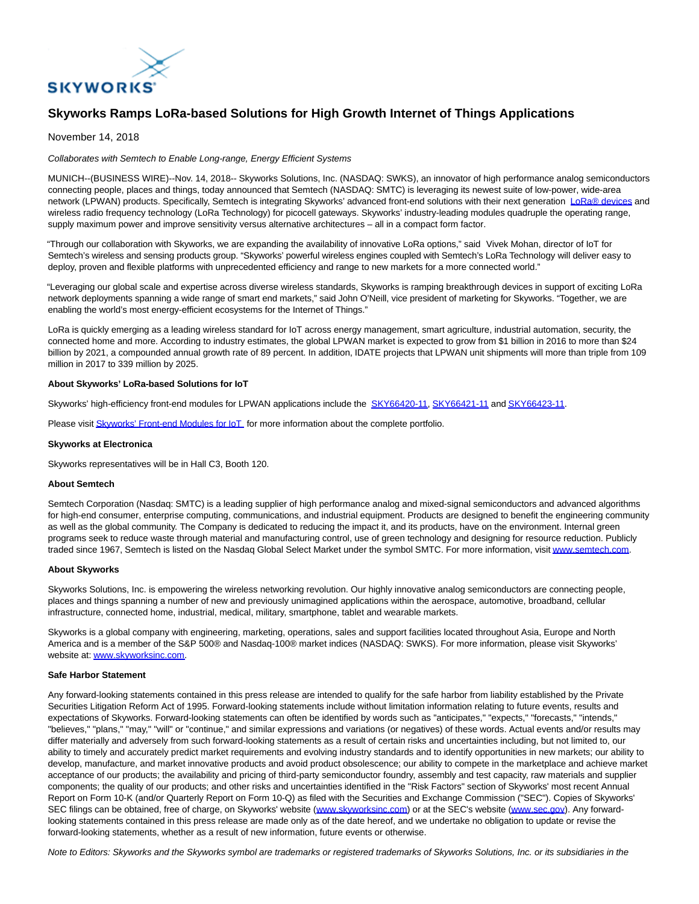# Skyworks Ramps LoRa-based Solutions for High Growth Internet of Things Applications

November 14, 2018

*Collaborates with Semtech to Enable Long-range, Energy Efficient Systems*

MUNICH--(BUSINESS WIRE)--Nov. 14, 2018-- Skyworks Solutions, Inc. (NASDAQ: SWKS), an innovator of high performance analog semiconductors connecting people, places and things, today announced that Semtech (NASDAQ: SMTC) is leveraging its newest suite of low-power, wide-area network (LPWAN) products. Specifically, Semtech is integrating Skyworks' advanced front-end solutions with their next generation LoRa® devices and wireless radio frequency technology (LoRa Technology) for picocell gateways. Skyworks' industry-leading modules quadruple the operating range, supply maximum power and improve sensitivity versus alternative architectures – all in a compact form factor.

"Through our collaboration with Skyworks, we are expanding the availability of innovative LoRa options," said Vivek Mohan, director of IoT for Semtech's wireless and sensing products group. "Skyworks' powerful wireless engines coupled with Semtech's LoRa Technology will deliver easy to deploy, proven and flexible platforms with unprecedented efficiency and range to new markets for a more connected world."

"Leveraging our global scale and expertise across diverse wireless standards, Skyworks is ramping breakthrough devices in support of exciting LoRa network deployments spanning a wide range of smart end markets," said John O'Neill, vice president of marketing for Skyworks. "Together, we are enabling the world's most energy-efficient ecosystems for the Internet of Things."

LoRa is quickly emerging as a leading wireless standard for IoT across energy management, smart agriculture, industrial automation, security, the connected home and more. According to industry estimates, the global LPWAN market is expected to grow from $1 billion in 2016 to more than $24 billion by 2021, a compounded annual growth rate of 89 percent. In addition, IDATE projects that LPWAN unit shipments will more than triple from 109 million in 2017 to 339 million by 2025.

**About Skyworks' LoRa-based Solutions for IoT**

Skyworks' high-efficiency front-end modules for LPWAN applications include the SKY66420-11, SKY66421-11 and SKY66423-11.

Please visit Skyworks' Front-end Modules for IoT for more information about the complete portfolio.

**Skyworks at Electronica**

Skyworks representatives will be in Hall C3, Booth 120.

**About Semtech**

Semtech Corporation (Nasdaq: SMTC) is a leading supplier of high performance analog and mixed-signal semiconductors and advanced algorithms for high-end consumer, enterprise computing, communications, and industrial equipment. Products are designed to benefit the engineering community as well as the global community. The Company is dedicated to reducing the impact it, and its products, have on the environment. Internal green programs seek to reduce waste through material and manufacturing control, use of green technology and designing for resource reduction. Publicly traded since 1967, Semtech is listed on the Nasdaq Global Select Market under the symbol SMTC. For more information, visit www.semtech.com.

**About Skyworks**

Skyworks Solutions, Inc. is empowering the wireless networking revolution. Our highly innovative analog semiconductors are connecting people, places and things spanning a number of new and previously unimagined applications within the aerospace, automotive, broadband, cellular infrastructure, connected home, industrial, medical, military, smartphone, tablet and wearable markets.

Skyworks is a global company with engineering, marketing, operations, sales and support facilities located throughout Asia, Europe and North America and is a member of the S&P 500® and Nasdaq-100® market indices (NASDAQ: SWKS). For more information, please visit Skyworks' website at: www.skyworksinc.com.

**Safe Harbor Statement**

Any forward-looking statements contained in this press release are intended to qualify for the safe harbor from liability established by the Private Securities Litigation Reform Act of 1995. Forward-looking statements include without limitation information relating to future events, results and expectations of Skyworks. Forward-looking statements can often be identified by words such as "anticipates," "expects," "forecasts," "intends," "believes," "plans," "may," "will" or "continue," and similar expressions and variations (or negatives) of these words. Actual events and/or results may differ materially and adversely from such forward-looking statements as a result of certain risks and uncertainties including, but not limited to, our ability to timely and accurately predict market requirements and evolving industry standards and to identify opportunities in new markets; our ability to develop, manufacture, and market innovative products and avoid product obsolescence; our ability to compete in the marketplace and achieve market acceptance of our products; the availability and pricing of third-party semiconductor foundry, assembly and test capacity, raw materials and supplier components; the quality of our products; and other risks and uncertainties identified in the "Risk Factors" section of Skyworks' most recent Annual Report on Form 10-K (and/or Quarterly Report on Form 10-Q) as filed with the Securities and Exchange Commission ("SEC"). Copies of Skyworks' SEC filings can be obtained, free of charge, on Skyworks' website (www.skyworksinc.com) or at the SEC's website (www.sec.gov). Any forward-looking statements contained in this press release are made only as of the date hereof, and we undertake no obligation to update or revise the forward-looking statements, whether as a result of new information, future events or otherwise.

*Note to Editors: Skyworks and the Skyworks symbol are trademarks or registered trademarks of Skyworks Solutions, Inc. or its subsidiaries in the*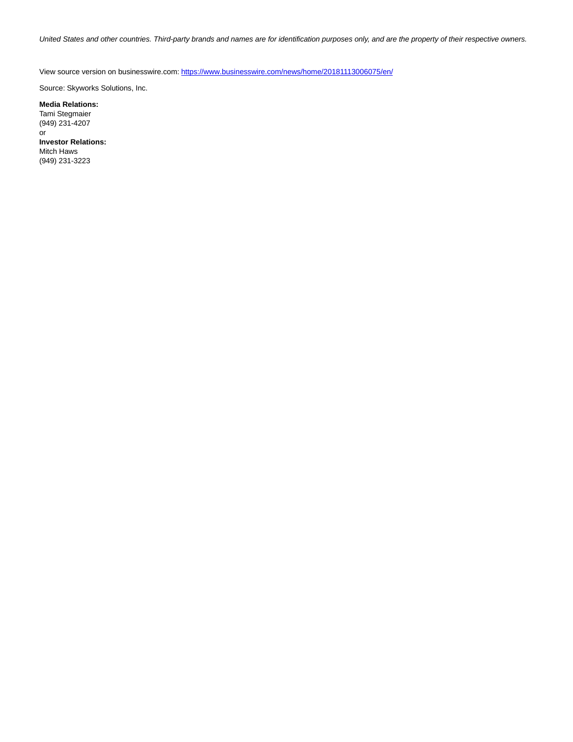*United States and other countries. Third-party brands and names are for identification purposes only, and are the property of their respective owners.*

View source version on businesswire.com: https://www.businesswire.com/news/home/20181113006075/en/

Source: Skyworks Solutions, Inc.

**Media Relations:**
Tami Stegmaier
(949) 231-4207
or
**Investor Relations:**
Mitch Haws
(949) 231-3223